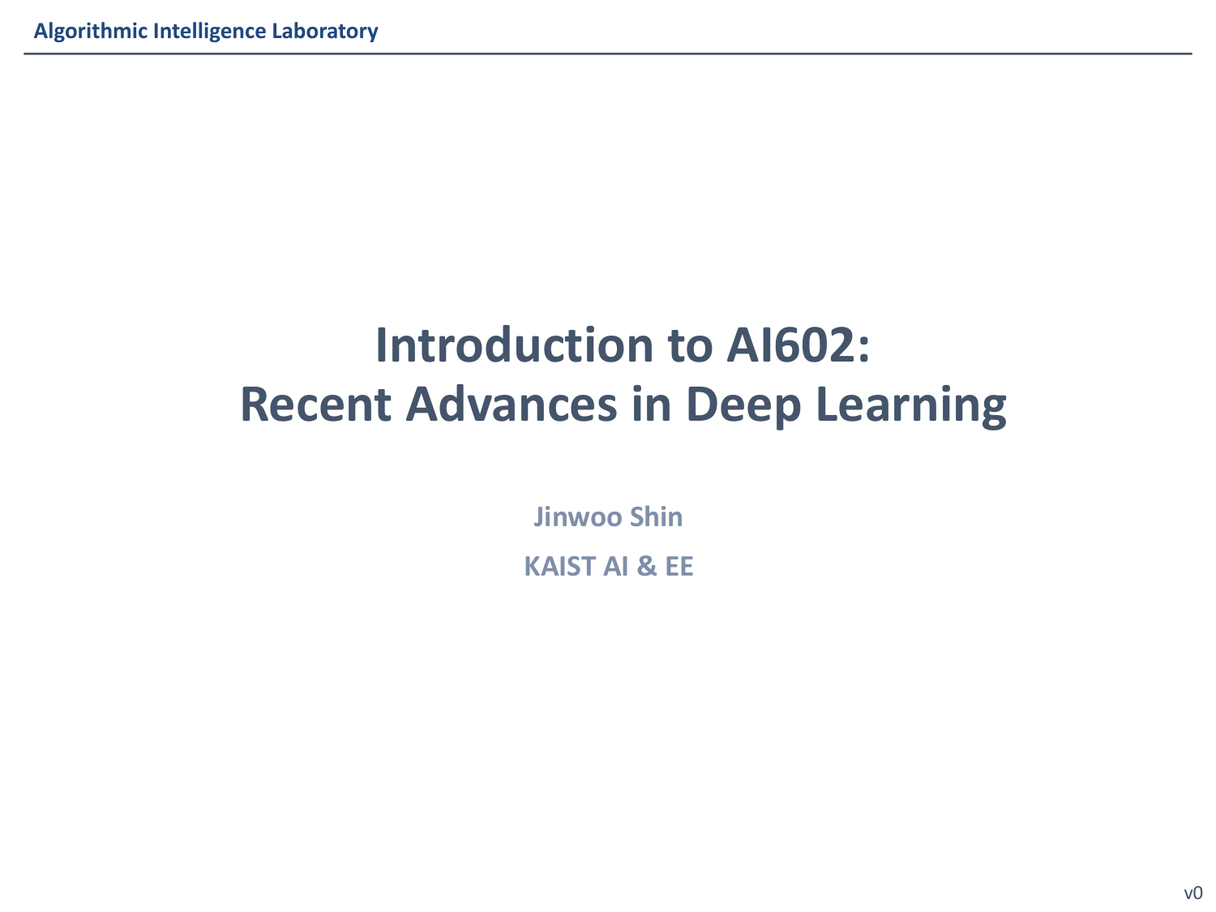# Introduction to AI602: Recent Advances in Deep Learning

Jinwoo Shin

KAIST AI & EE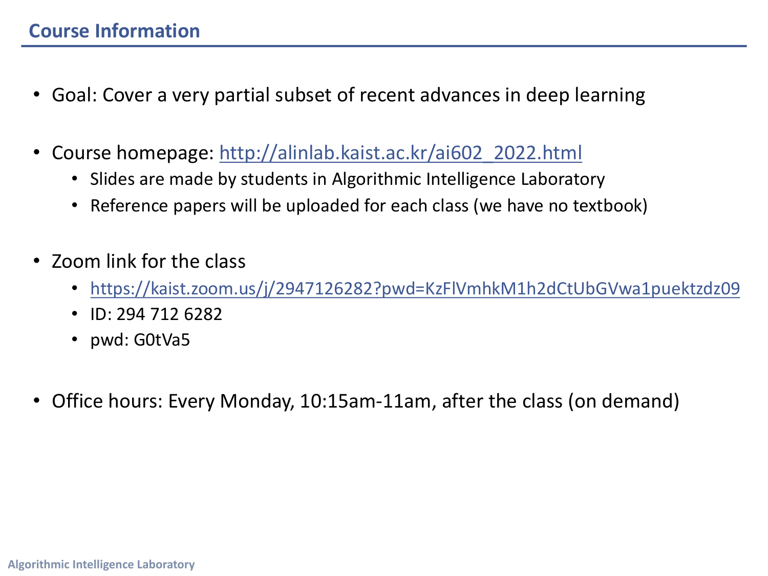## Course Information

- Goal: Cover a very partial subset of recent advances in deep learning

- Course homepage: http://alinlab.kaist.ac.kr/ai602_2022.html
  - Slides are made by students in Algorithmic Intelligence Laboratory
  - Reference papers will be uploaded for each class (we have no textbook)

- Zoom link for the class
  - https://kaist.zoom.us/j/2947126282?pwd=KzFlVmhkM1h2dCtUbGVwa1puektzdz09
  - ID: 294 712 6282
  - pwd: G0tVa5

- Office hours: Every Monday, 10:15am-11am, after the class (on demand)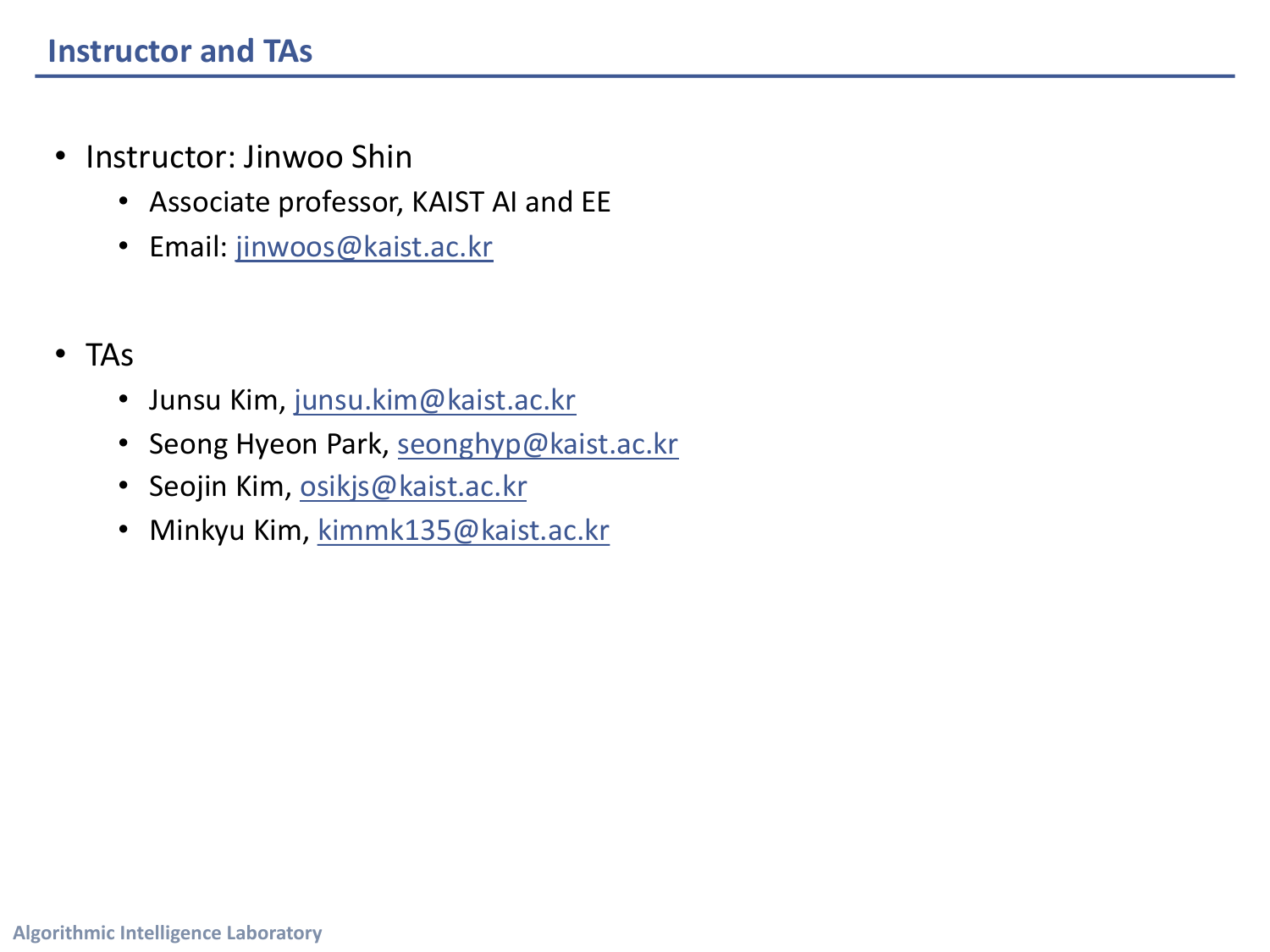## Instructor and TAs

- Instructor: Jinwoo Shin
  - Associate professor, KAIST AI and EE
  - Email: jinwoos@kaist.ac.kr

- TAs
  - Junsu Kim, junsu.kim@kaist.ac.kr
  - Seong Hyeon Park, seonghyp@kaist.ac.kr
  - Seojin Kim, osikjs@kaist.ac.kr
  - Minkyu Kim, kimmk135@kaist.ac.kr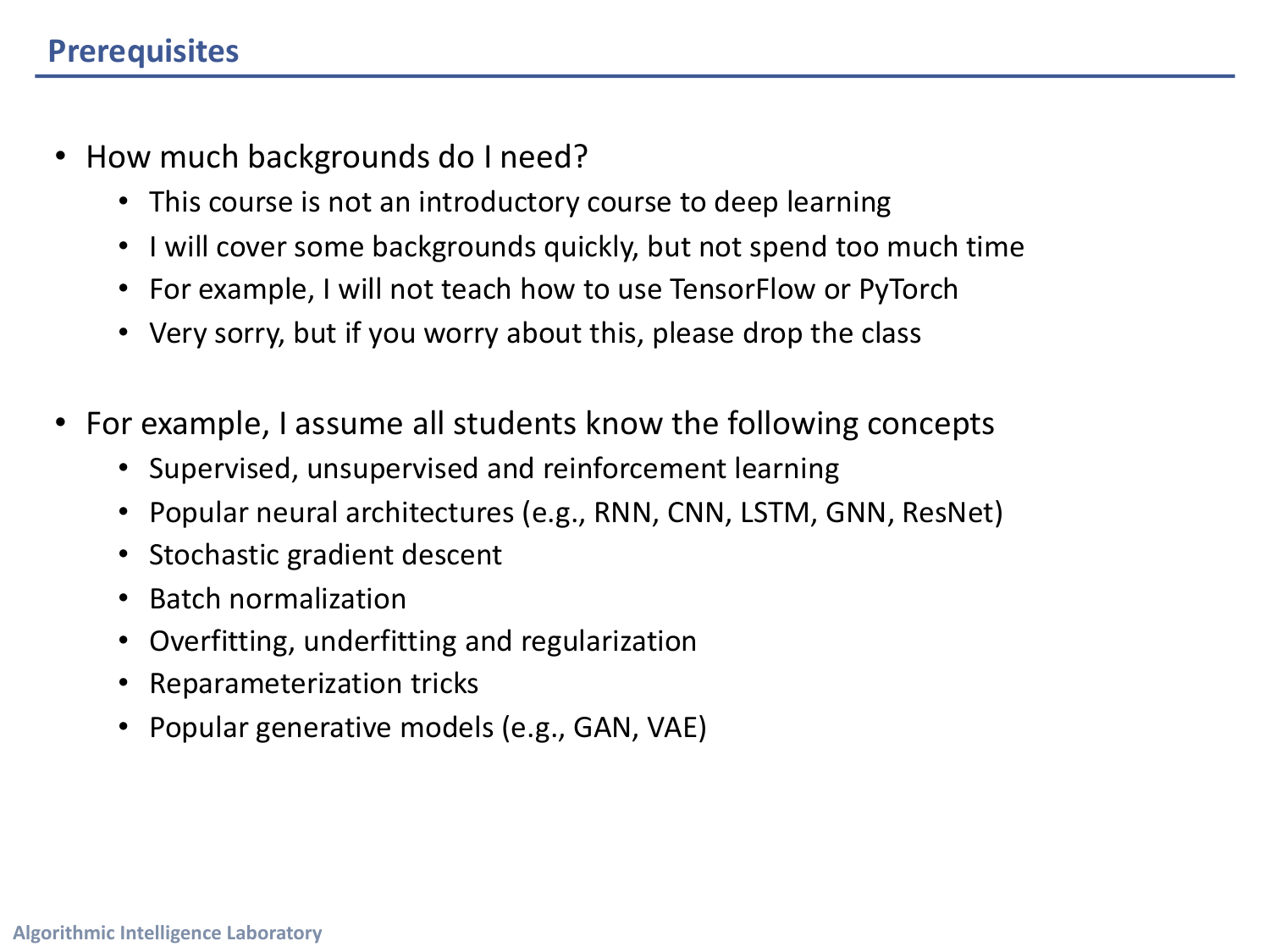## Prerequisites

- How much backgrounds do I need?
  - This course is not an introductory course to deep learning
  - I will cover some backgrounds quickly, but not spend too much time
  - For example, I will not teach how to use TensorFlow or PyTorch
  - Very sorry, but if you worry about this, please drop the class

- For example, I assume all students know the following concepts
  - Supervised, unsupervised and reinforcement learning
  - Popular neural architectures (e.g., RNN, CNN, LSTM, GNN, ResNet)
  - Stochastic gradient descent
  - Batch normalization
  - Overfitting, underfitting and regularization
  - Reparameterization tricks
  - Popular generative models (e.g., GAN, VAE)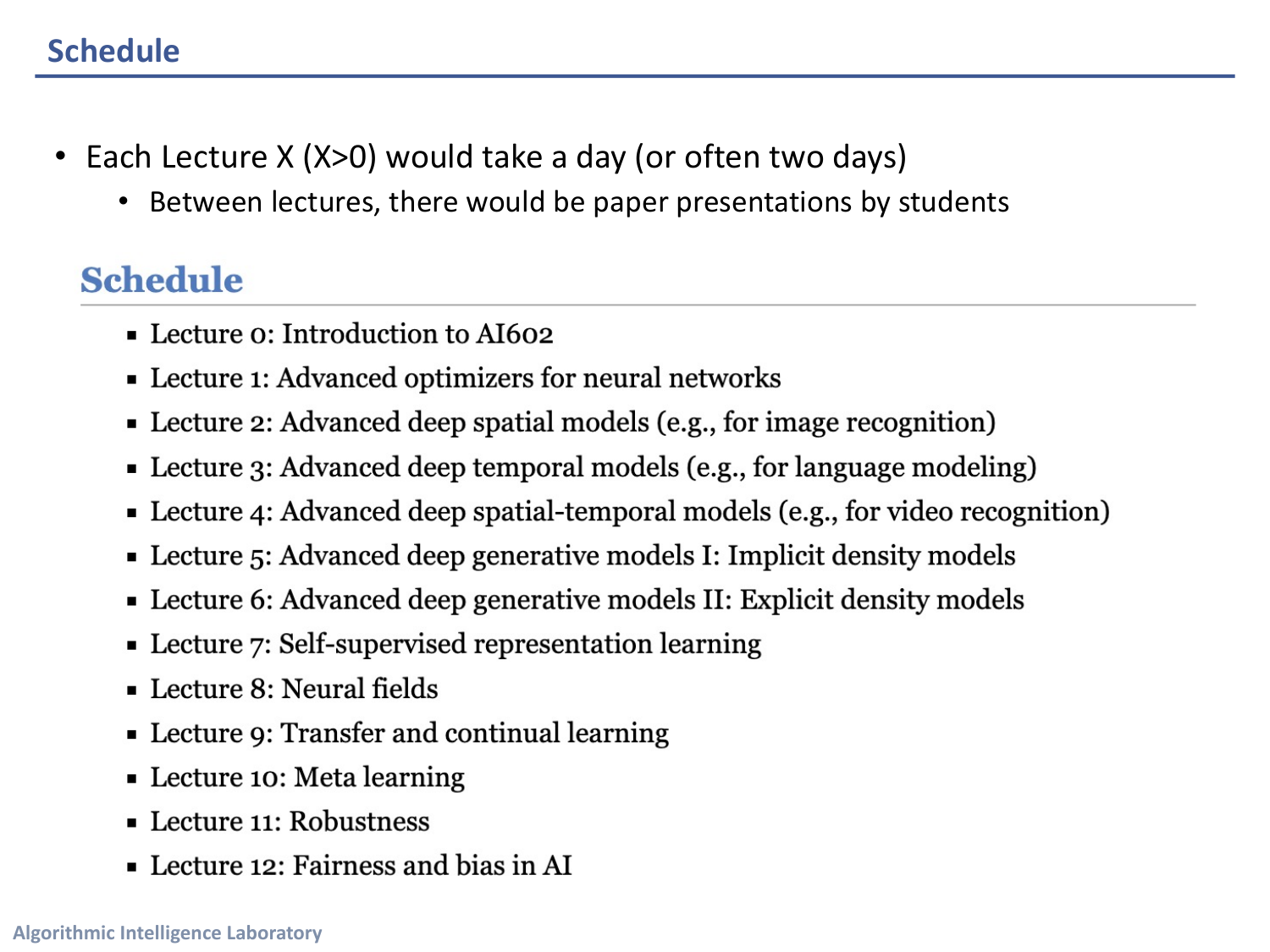# Schedule

- Each Lecture X (X>0) would take a day (or often two days)
  - Between lectures, there would be paper presentations by students

## Schedule

- Lecture 0: Introduction to AI602
- Lecture 1: Advanced optimizers for neural networks
- Lecture 2: Advanced deep spatial models (e.g., for image recognition)
- Lecture 3: Advanced deep temporal models (e.g., for language modeling)
- Lecture 4: Advanced deep spatial-temporal models (e.g., for video recognition)
- Lecture 5: Advanced deep generative models I: Implicit density models
- Lecture 6: Advanced deep generative models II: Explicit density models
- Lecture 7: Self-supervised representation learning
- Lecture 8: Neural fields
- Lecture 9: Transfer and continual learning
- Lecture 10: Meta learning
- Lecture 11: Robustness
- Lecture 12: Fairness and bias in AI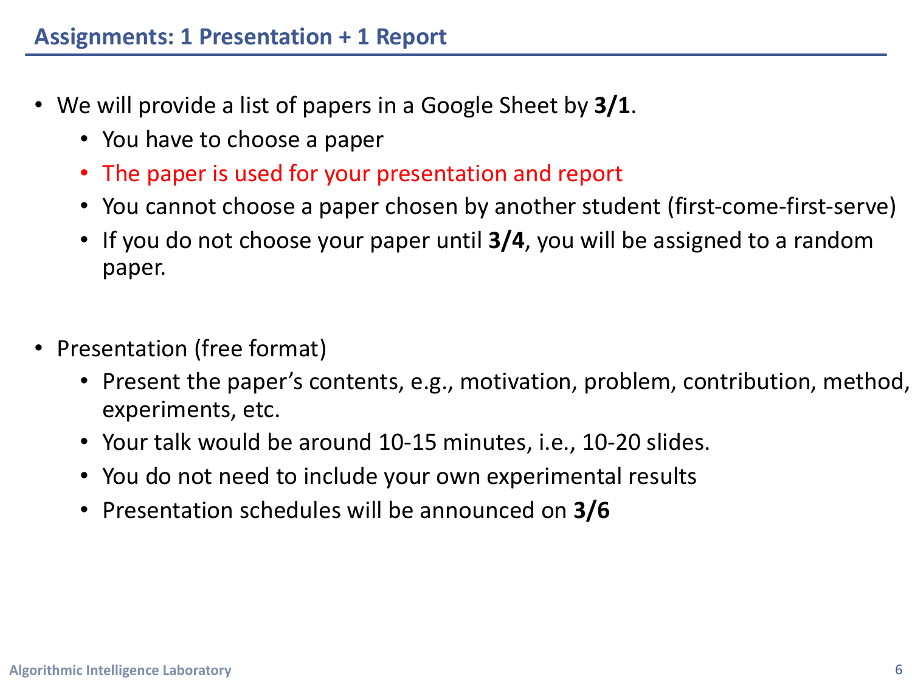## Assignments: 1 Presentation + 1 Report

- We will provide a list of papers in a Google Sheet by **3/1**.
  - You have to choose a paper
  - The paper is used for your presentation and report
  - You cannot choose a paper chosen by another student (first-come-first-serve)
  - If you do not choose your paper until **3/4**, you will be assigned to a random paper.

- Presentation (free format)
  - Present the paper's contents, e.g., motivation, problem, contribution, method, experiments, etc.
  - Your talk would be around 10-15 minutes, i.e., 10-20 slides.
  - You do not need to include your own experimental results
  - Presentation schedules will be announced on **3/6**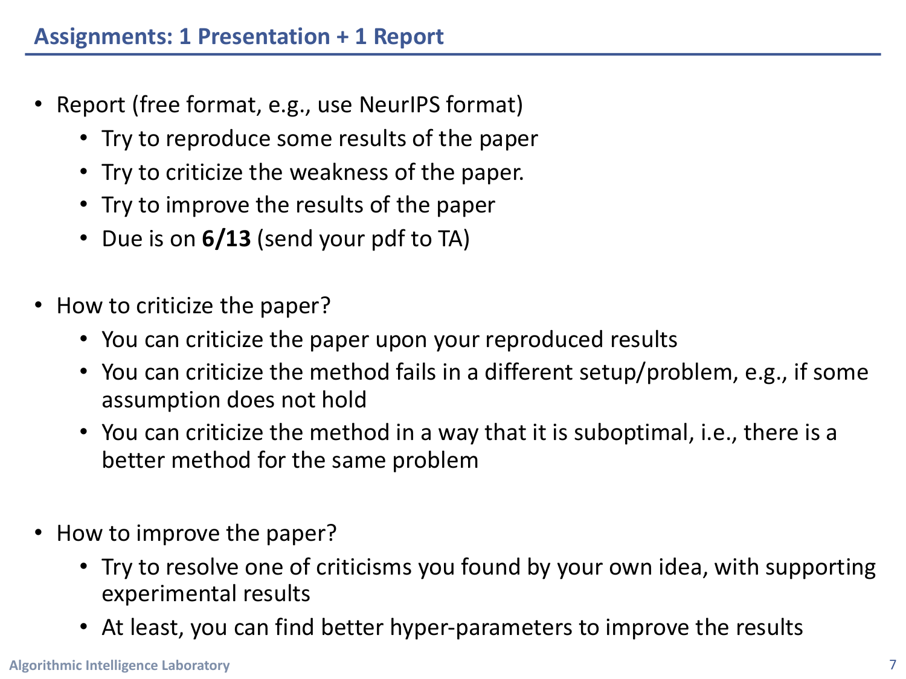## Assignments: 1 Presentation + 1 Report

- Report (free format, e.g., use NeurIPS format)
  - Try to reproduce some results of the paper
  - Try to criticize the weakness of the paper.
  - Try to improve the results of the paper
  - Due is on **6/13** (send your pdf to TA)

- How to criticize the paper?
  - You can criticize the paper upon your reproduced results
  - You can criticize the method fails in a different setup/problem, e.g., if some assumption does not hold
  - You can criticize the method in a way that it is suboptimal, i.e., there is a better method for the same problem

- How to improve the paper?
  - Try to resolve one of criticisms you found by your own idea, with supporting experimental results
  - At least, you can find better hyper-parameters to improve the results